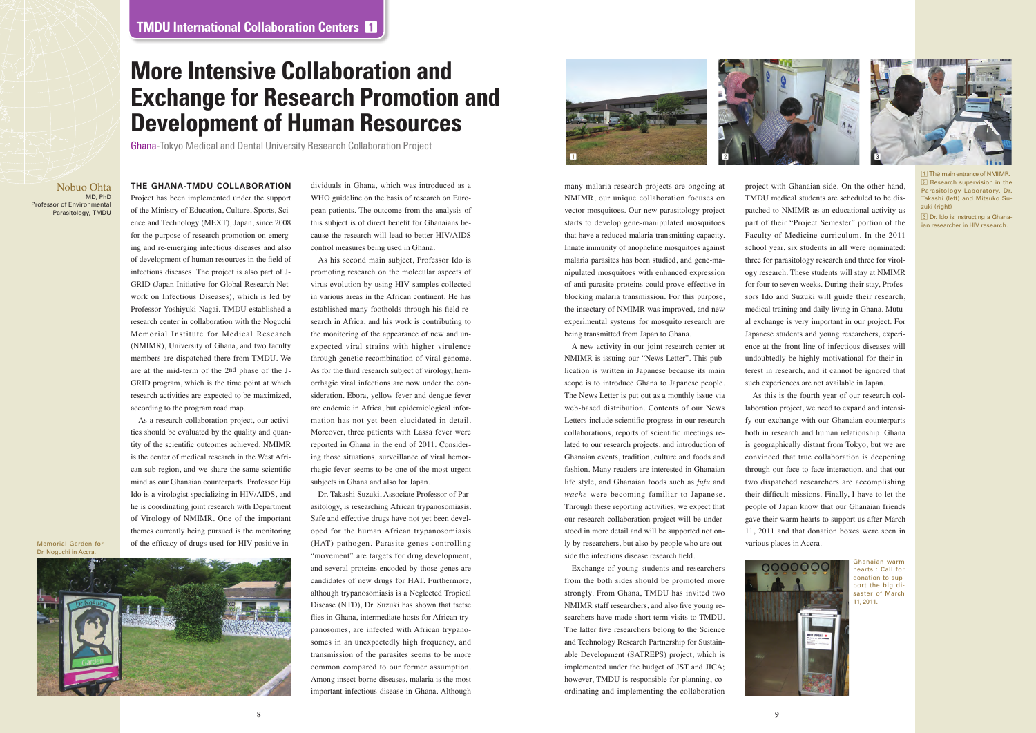# More Intensive Collaboration and Exchange for Research Promotion and Development of Human Resources

Ghana-Tokyo Medical and Dental University Research Collaboration Project

Nobuo Ohta
MD, PhD
Professor of Environmental Parasitology, TMDU

### THE GHANA-TMDU COLLABORATION

Project has been implemented under the support of the Ministry of Education, Culture, Sports, Science and Technology (MEXT), Japan, since 2008 for the purpose of research promotion on emerging and re-emerging infectious diseases and also of development of human resources in the field of infectious diseases. The project is also part of J-GRID (Japan Initiative for Global Research Network on Infectious Diseases), which is led by Professor Yoshiyuki Nagai. TMDU established a research center in collaboration with the Noguchi Memorial Institute for Medical Research (NMIMR), University of Ghana, and two faculty members are dispatched there from TMDU. We are at the mid-term of the 2nd phase of the J-GRID program, which is the time point at which research activities are expected to be maximized, according to the program road map.

As a research collaboration project, our activities should be evaluated by the quality and quantity of the scientific outcomes achieved. NMIMR is the center of medical research in the West African sub-region, and we share the same scientific mind as our Ghanaian counterparts. Professor Eiji Ido is a virologist specializing in HIV/AIDS, and he is coordinating joint research with Department of Virology of NMIMR. One of the important themes currently being pursued is the monitoring of the efficacy of drugs used for HIV-positive individuals in Ghana, which was introduced as a WHO guideline on the basis of research on European patients. The outcome from the analysis of this subject is of direct benefit for Ghanaians because the research will lead to better HIV/AIDS control measures being used in Ghana.

As his second main subject, Professor Ido is promoting research on the molecular aspects of virus evolution by using HIV samples collected in various areas in the African continent. He has established many footholds through his field research in Africa, and his work is contributing to the monitoring of the appearance of new and unexpected viral strains with higher virulence through genetic recombination of viral genome. As for the third research subject of virology, hemorrhagic viral infections are now under the consideration. Ebora, yellow fever and dengue fever are endemic in Africa, but epidemiological information has not yet been elucidated in detail. Moreover, three patients with Lassa fever were reported in Ghana in the end of 2011. Considering those situations, surveillance of viral hemorrhagic fever seems to be one of the most urgent subjects in Ghana and also for Japan.

Dr. Takashi Suzuki, Associate Professor of Parasitology, is researching African trypanosomiasis. Safe and effective drugs have not yet been developed for the human African trypanosomiasis (HAT) pathogen. Parasite gene controlling "movement" are targets for drug development, and several proteins encoded by those genes are candidates of new drugs for HAT. Furthermore, although trypanosomiasis is a Neglected Tropical Disease (NTD), Dr. Suzuki has shown that tsetse flies in Ghana, intermediate hosts for African trypanosomes, are infected with African trypanosomes in an unexpectedly high frequency, and transmission of the parasites seems to be more common compared to our former assumption. Among insect-borne diseases, malaria is the most important infectious disease in Ghana. Although many malaria research projects are ongoing at NMIMR, our unique collaboration focuses on vector mosquitoes. Our new parasitology project starts to develop gene-manipulated mosquitoes that have a reduced malaria-transmitting capacity. Innate immunity of anophelline mosquitoes against malaria parasites has been studied, and gene-manipulated mosquitoes with enhanced expression of anti-parasite proteins could prove effective in blocking malaria transmission. For this purpose, the insectary of NMIMR was improved, and new experimental systems for mosquito research are being transmitted from Japan to Ghana.

A new activity in our joint research center at NMIMR is issuing our "News Letter". This publication is written in Japanese because its main scope is to introduce Ghana to Japanese people. The News Letter is put out as a monthly issue via web-based distribution. Contents of our News Letters include scientific progress in our research collaborations, reports of scientific meetings related to our research projects, and introduction of Ghanaian events, tradition, culture and foods and fashion. Many readers are interested in Ghanaian life style, and Ghanaian foods such as *fufu* and *wache* were becoming familiar to Japanese. Through these reporting activities, we expect that our research collaboration project will be understood in more detail and will be supported not only by researchers, but also by people who are outside the infectious disease research field.

Exchange of young students and researchers from the both sides should be promoted more strongly. From Ghana, TMDU has invited two NMIMR staff researchers, and also five young researchers have made short-term visits to TMDU. The latter five researchers belong to the Science and Technology Research Partnership for Sustainable Development (SATREPS) project, which is implemented under the budget of JST and JICA; however, TMDU is responsible for planning, coordinating and implementing the collaboration project with Ghanaian side. On the other hand, TMDU medical students are scheduled to be dispatched to NMIMR as an educational activity as part of their "Project Semester" portion of the Faculty of Medicine curriculum. In the 2011 school year, six students in all were nominated: three for parasitology research and three for virology research. These students will stay at NMIMR for four to seven weeks. During their stay, Professors Ido and Suzuki will guide their research, medical training and daily living in Ghana. Mutual exchange is very important in our project. For Japanese students and young researchers, experience at the front line of infectious diseases will undoubtedly be highly motivational for their interest in research, and it cannot be ignored that such experiences are not available in Japan.

As this is the fourth year of our research collaboration project, we need to expand and intensify our exchange with our Ghanaian counterparts both in research and human relationship. Ghana is geographically distant from Tokyo, but we are convinced that true collaboration is deepening through our face-to-face interaction, and that our two dispatched researchers are accomplishing their difficult missions. Finally, I have to let the people of Japan know that our Ghanaian friends gave their warm hearts to support us after March 11, 2011 and that donation boxes were seen in various places in Accra.

Memorial Garden for Dr. Noguchi in Accra.

1 The main entrance of NMIMR.
2 Research supervision in the Parasitology Laboratory. Dr. Takashi (left) and Mitsuko Suzuki (right)
3 Dr. Ido is instructing a Ghanaian researcher in HIV research.

Ghanaian warm hearts : Call for donation to support the big disaster of March 11, 2011.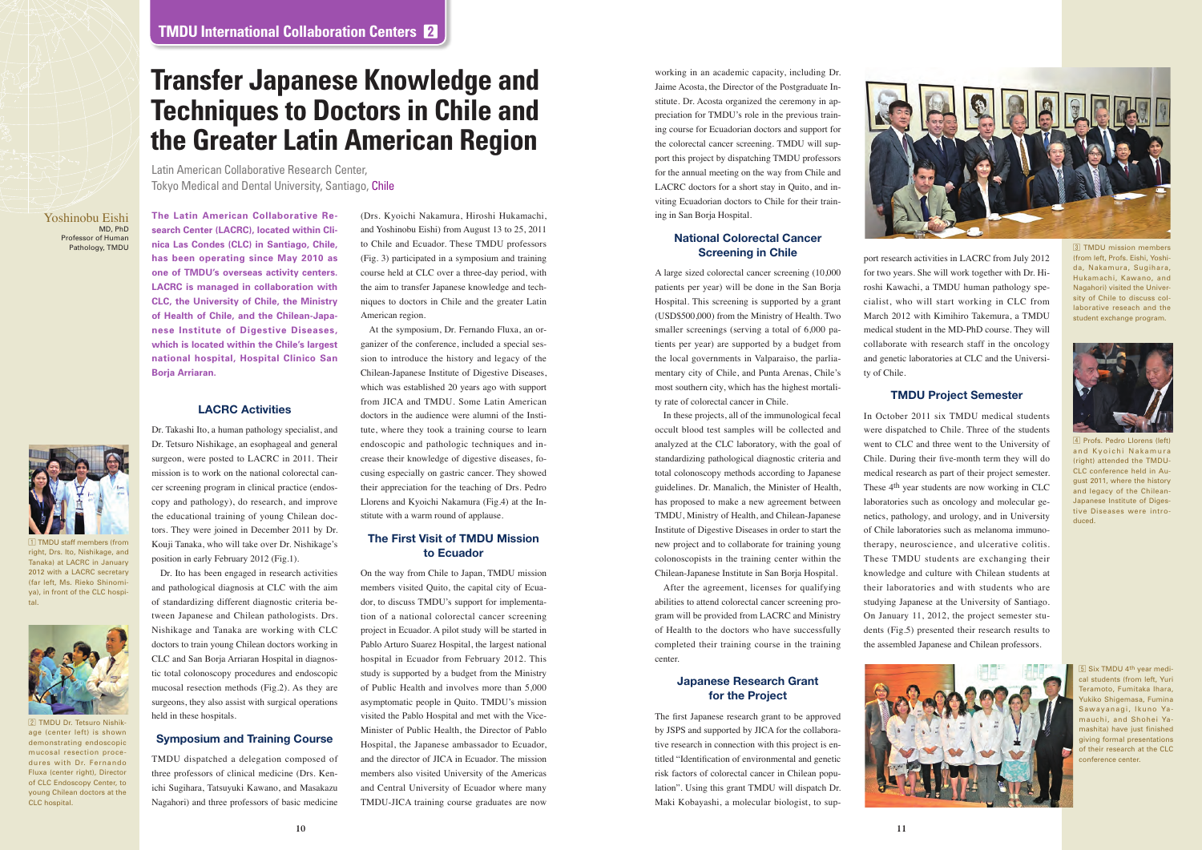# Transfer Japanese Knowledge and Techniques to Doctors in Chile and the Greater Latin American Region

Latin American Collaborative Research Center, Tokyo Medical and Dental University, Santiago, Chile

Yoshinobu Eishi
MD, PhD
Professor of Human Pathology, TMDU

**The Latin American Collaborative Research Center (LACRC), located within Clinica Las Condes (CLC) in Santiago, Chile, has been operating since May 2010 as one of TMDU's overseas activity centers. LACRC is managed in collaboration with CLC, the University of Chile, the Ministry of Health of Chile, and the Chilean-Japanese Institute of Digestive Diseases, which is located within the Chile's largest national hospital, Hospital Clinico San Borja Arriaran.**

## LACRC Activities

Dr. Takashi Ito, a human pathology specialist, and Dr. Tetsuro Nishikage, an esophageal and general surgeon, were posted to LACRC in 2011. Their mission is to work on the national colorectal cancer screening program in clinical practice (endoscopy and pathology), do research, and improve the educational training of young Chilean doctors. They were joined in December 2011 by Dr. Kouji Tanaka, who will take over Dr. Nishikage's position in early February 2012 (Fig.1).

Dr. Ito has been engaged in research activities and pathological diagnosis at CLC with the aim of standardizing different diagnostic criteria between Japanese and Chilean pathologists. Drs. Nishikage and Tanaka are working with CLC doctors to train young Chilean doctors working in CLC and San Borja Arriaran Hospital in diagnostic total colonoscopy procedures and endoscopic mucosal resection methods (Fig.2). As they are surgeons, they also assist with surgical operations held in these hospitals.

1 TMDU staff members (from right, Drs. Ito, Nishikage, and Tanaka) at LACRC in January 2012 with a LACRC secretary (far left, Ms. Rieko Shinomiya), in front of the CLC hospital.

2 TMDU Dr. Tetsuro Nishikage (center left) is shown demonstrating endoscopic mucosal resection procedures with Dr. Fernando Fluxa (center right), Director of CLC Endoscopy Center, to young Chilean doctors at the CLC hospital.

## Symposium and Training Course

TMDU dispatched a delegation composed of three professors of clinical medicine (Drs. Kenichi Sugihara, Tatsuyuki Kawano, and Masakazu Nagahori) and three professors of basic medicine (Drs. Kyoichi Nakamura, Hiroshi Hukamachi, and Yoshinobu Eishi) from August 13 to 25, 2011 to Chile and Ecuador. These TMDU professors (Fig. 3) participated in a symposium and training course held at CLC over a three-day period, with the aim to transfer Japanese knowledge and techniques to doctors in Chile and the greater Latin American region.

At the symposium, Dr. Fernando Fluxa, an organizer of the conference, included a special session to introduce the history and legacy of the Chilean-Japanese Institute of Digestive Diseases, which was established 20 years ago with support from JICA and TMDU. Some Latin American doctors in the audience were alumni of the Institute, where they took a training course to learn endoscopic and pathologic techniques and increase their knowledge of digestive diseases, focusing especially on gastric cancer. They showed their appreciation for the teaching of Drs. Pedro Llorens and Kyoichi Nakamura (Fig.4) at the Institute with a warm round of applause.

## The First Visit of TMDU Mission to Ecuador

On the way from Chile to Japan, TMDU mission members visited Quito, the capital city of Ecuador, to discuss TMDU's support for implementation of a national colorectal cancer screening project in Ecuador. A pilot study will be started in Pablo Arturo Suarez Hospital, the largest national hospital in Ecuador from February 2012. This study is supported by a budget from the Ministry of Public Health and involves more than 5,000 asymptomatic people in Quito. TMDU's mission visited the Pablo Hospital and met with the Vice-Minister of Public Health, the Director of Pablo Hospital, the Japanese ambassador to Ecuador, and the director of JICA in Ecuador. The mission members also visited University of the Americas and Central University of Ecuador where many TMDU-JICA training course graduates are now working in an academic capacity, including Dr. Jaime Acosta, the Director of the Postgraduate Institute. Dr. Acosta organized the ceremony in appreciation for TMDU's role in the previous training course for Ecuadorian doctors and support for the colorectal cancer screening. TMDU will support this project by dispatching TMDU professors for the annual meeting on the way from Chile and LACRC doctors for a short stay in Quito, and inviting Ecuadorian doctors to Chile for their training in San Borja Hospital.

## National Colorectal Cancer Screening in Chile

A large sized colorectal cancer screening (10,000 patients per year) will be done in the San Borja Hospital. This screening is supported by a grant (USD$500,000) from the Ministry of Health. Two smaller screenings (serving a total of 6,000 patients per year) are supported by a budget from the local governments in Valparaiso, the parliamentary city of Chile, and Punta Arenas, Chile's most southern city, which has the highest mortality rate of colorectal cancer in Chile.

In these projects, all of the immunological fecal occult blood test samples will be collected and analyzed at the CLC laboratory, with the goal of standardizing pathological diagnostic criteria and total colonoscopy methods according to Japanese guidelines. Dr. Manalich, the Minister of Health, has proposed to make a new agreement between TMDU, Ministry of Health, and Chilean-Japanese Institute of Digestive Diseases in order to start the new project and to collaborate for training young colonoscopists in the training center within the Chilean-Japanese Institute in San Borja Hospital.

After the agreement, licenses for qualifying abilities to attend colorectal cancer screening program will be provided from LACRC and Ministry of Health to the doctors who have successfully completed their training course in the training center.

## Japanese Research Grant for the Project

The first Japanese research grant to be approved by JSPS and supported by JICA for the collaborative research in connection with this project is entitled "Identification of environmental and genetic risk factors of colorectal cancer in Chilean population". Using this grant TMDU will dispatch Dr. Maki Kobayashi, a molecular biologist, to support research activities in LACRC from July 2012 for two years. She will work together with Dr. Hiroshi Kawachi, a TMDU human pathology specialist, who will start working in CLC from March 2012 with Kimihiro Takemura, a TMDU medical student in the MD-PhD course. They will collaborate with research staff in the oncology and genetic laboratories at CLC and the University of Chile.

3 TMDU mission members (from left, Profs. Eishi, Yoshida, Nakamura, Sugihara, Hukamachi, Kawano, and Nagahori) visited the University of Chile to discuss collaborative reseach and the student exchange program.

4 Profs. Pedro Llorens (left) and Kyoichi Nakamura (right) attended the TMDU-CLC conference held in August 2011, where the history and legacy of the Chilean-Japanese Institute of Digestive Diseases were introduced.

## TMDU Project Semester

In October 2011 six TMDU medical students were dispatched to Chile. Three of the students went to CLC and three went to the University of Chile. During their five-month term they will do medical research as part of their project semester. These 4th year students are now working in CLC laboratories such as oncology and molecular genetics, pathology, and urology, and in University of Chile laboratories such as melanoma immunotherapy, neuroscience, and ulcerative colitis. These TMDU students are exchanging their knowledge and culture with Chilean students at their laboratories and with students who are studying Japanese at the University of Santiago. On January 11, 2012, the project semester students (Fig.5) presented their research results to the assembled Japanese and Chilean professors.

5 Six TMDU 4th year medical students (from left, Yuri Teramoto, Fumitaka Ihara, Yukiko Shigemasa, Fumina Sawayanagi, Ikuno Yamauchi, and Shohei Yamashita) have just finished giving formal presentations of their research results at the CLC conference center.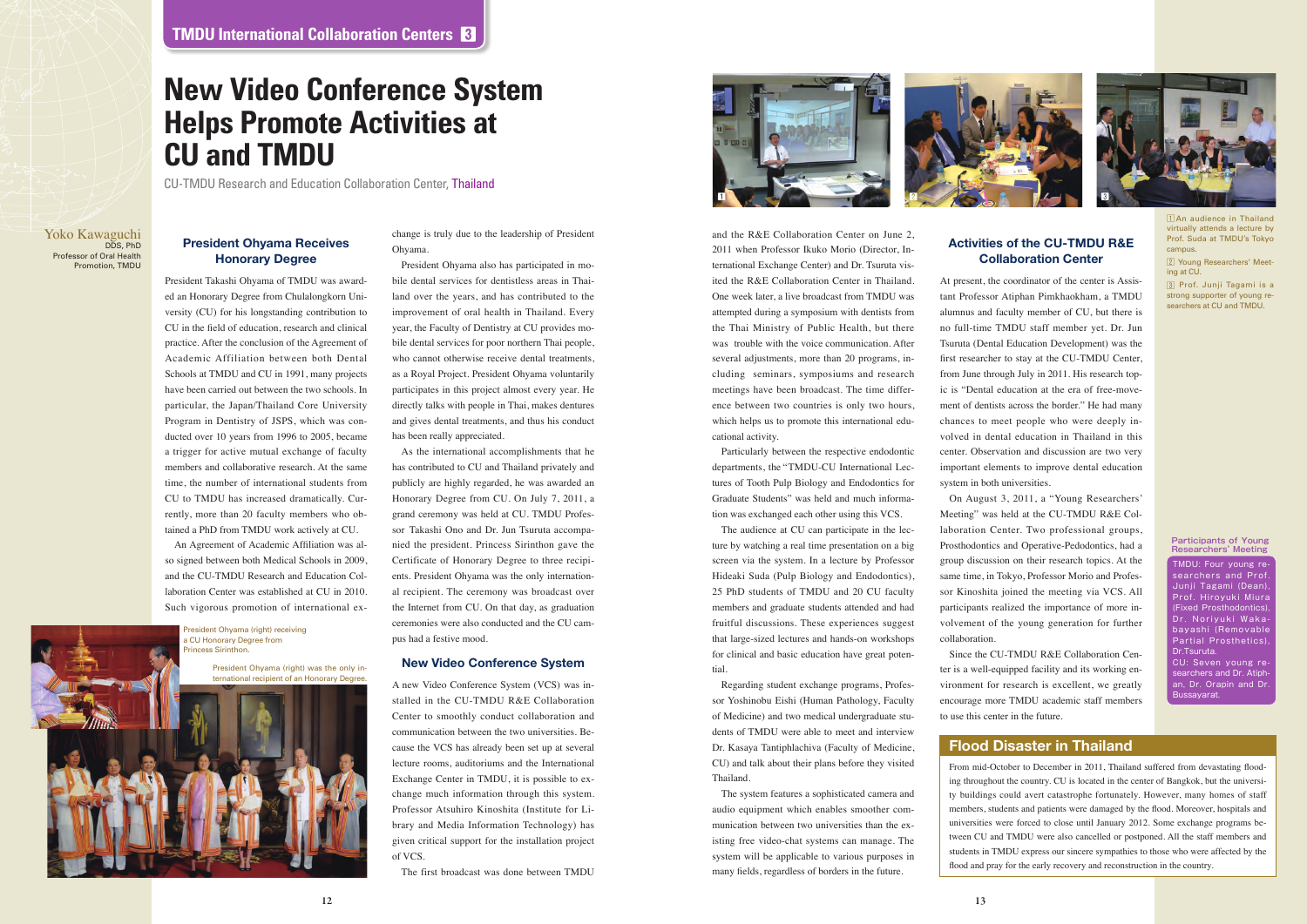TMDU International Collaboration Centers 3

# New Video Conference System Helps Promote Activities at CU and TMDU

CU-TMDU Research and Education Collaboration Center, Thailand

Yoko Kawaguchi
DDS, PhD
Professor of Oral Health Promotion, TMDU

## President Ohyama Receives Honorary Degree

President Takashi Ohyama of TMDU was awarded an Honorary Degree from Chulalongkorn University (CU) for his longstanding contribution to CU in the field of education, research and clinical practice. After the conclusion of the Agreement of Academic Affiliation between both Dental Schools at TMDU and CU in 1991, many projects have been carried out between the two schools. In particular, the Japan/Thailand Core University Program in Dentistry of JSPS, which was conducted over 10 years from 1996 to 2005, became a trigger for active mutual exchange of faculty members and collaborative research. At the same time, the number of international students from CU to TMDU has increased dramatically. Currently, more than 20 faculty members who obtained a PhD from TMDU work actively at CU.

An Agreement of Academic Affiliation was also signed between both Medical Schools in 2009, and the CU-TMDU Research and Education Collaboration Center was established at CU in 2010. Such vigorous promotion of international exchange is truly due to the leadership of President Ohyama.

President Ohyama also has participated in mobile dental services for dentistless areas in Thailand over the years, and has contributed to the improvement of oral health in Thailand. Every year, the Faculty of Dentistry at CU provides mobile dental services for poor northern Thai people, who cannot otherwise receive dental treatments, as a Royal Project. President Ohyama voluntarily participates in this project almost every year. He directly talks with people in Thai, makes dentures and gives dental treatments, and thus his conduct has been really appreciated.

As the international accomplishments that he has contributed to CU and Thailand privately and publicly are highly regarded, he was awarded an Honorary Degree from CU. On July 7, 2011, a grand ceremony was held at CU. TMDU Professor Takashi Ono and Dr. Jun Tsuruta accompanied the president. Princess Sirinthon gave the Certificate of Honorary Degree to three recipients. President Ohyama was the only international recipient. The ceremony was broadcast over the Internet from CU. On that day, as graduation ceremonies were also conducted and the CU campus had a festive mood.

President Ohyama (right) receiving a CU Honorary Degree from Princess Sirinthon.

President Ohyama (right) was the only international recipient of an Honorary Degree.

## New Video Conference System

A new Video Conference System (VCS) was installed in the CU-TMDU R&E Collaboration Center to smoothly conduct collaboration and communication between the two universities. Because the VCS has already been set up at several lecture rooms, auditoriums and the International Exchange Center in TMDU, it is possible to exchange much information through this system. Professor Atsuhiro Kinoshita (Institute for Library and Media Information Technology) has given critical support for the installation project of VCS.

The first broadcast was done between TMDU and the R&E Collaboration Center on June 2, 2011 when Professor Ikuko Morio (Director, International Exchange Center) and Dr. Tsuruta visited the R&E Collaboration Center in Thailand. One week later, a live broadcast from TMDU was attempted during a symposium with dentists from the Thai Ministry of Public Health, but there was trouble with the voice communication. After several adjustments, more than 20 programs, including seminars, symposiums and research meetings have been broadcast. The time difference between two countries is only two hours, which helps us to promote this international educational activity.

Particularly between the respective endodontic departments, the "TMDU-CU International Lectures of Tooth Pulp Biology and Endodontics for Graduate Students" was held and much information was exchanged each other using this VCS.

The audience at CU can participate in the lecture by watching a real time presentation on a big screen via the system. In a lecture by Professor Hideaki Suda (Pulp Biology and Endodontics), 25 PhD students of TMDU and 20 CU faculty members and graduate students attended and had fruitful discussions. These experiences suggest that large-sized lectures and hands-on workshops for clinical and basic education have great potential.

Regarding student exchange programs, Professor Yoshinobu Eishi (Human Pathology, Faculty of Medicine) and two medical undergraduate students of TMDU were able to meet and interview Dr. Kasaya Tantiphlachiva (Faculty of Medicine, CU) and talk about their plans before they visited Thailand.

The system features a sophisticated camera and audio equipment which enables smoother communication between two universities than the existing free video-chat systems can manage. The system will be applicable to various purposes in many fields, regardless of borders in the future.

1 An audience in Thailand virtually attends a lecture by Prof. Suda at TMDU's Tokyo campus.

2 Young Researchers' Meeting at CU.

3 Prof. Junji Tagami is a strong supporter of young researchers at CU and TMDU.

## Activities of the CU-TMDU R&E Collaboration Center

At present, the coordinator of the center is Assistant Professor Atiphan Pimkhaokham, a TMDU alumnus and faculty member of CU, but there is no full-time TMDU staff member yet. Dr. Jun Tsuruta (Dental Education Development) was the first researcher to stay at the CU-TMDU Center, from June through July in 2011. His research topic is "Dental education at the era of free-movement of dentists across the border." He had many chances to meet people who were deeply involved in dental education in Thailand in this center. Observation and discussion are two very important elements to improve dental education system in both universities.

On August 3, 2011, a "Young Researchers' Meeting" was held at the CU-TMDU R&E Collaboration Center. Two professional groups, Prosthodontics and Operative-Pedodontics, had a group discussion on their research topics. At the same time, in Tokyo, Professor Morio and Professor Kinoshita joined the meeting via VCS. All participants realized the importance of more involvement of the young generation for further collaboration.

Since the CU-TMDU R&E Collaboration Center is a well-equipped facility and its working environment for research is excellent, we greatly encourage more TMDU academic staff members to use this center in the future.

**Participants of Young Researchers' Meeting**

TMDU: Four young researchers and Prof. Junji Tagami (Dean), Prof. Hiroyuki Miura (Fixed Prosthodontics), Dr. Noriyuki Wakabayashi (Removable Partial Prosthetics), Dr.Tsuruta.
CU: Seven young researchers and Dr. Atiphan, Dr. Orapin and Dr. Bussayarat.

## Flood Disaster in Thailand

From mid-October to December in 2011, Thailand suffered from devastating flooding throughout the country. CU is located in the center of Bangkok, but the university buildings could avert catastrophe fortunately. However, many homes of staff members, students and patients were damaged by the flood. Moreover, hospitals and universities were forced to close until January 2012. Some exchange programs between CU and TMDU were also cancelled or postponed. All the staff members and students in TMDU express our sincere sympathies to those who were affected by the flood and pray for the early recovery and reconstruction in the country.